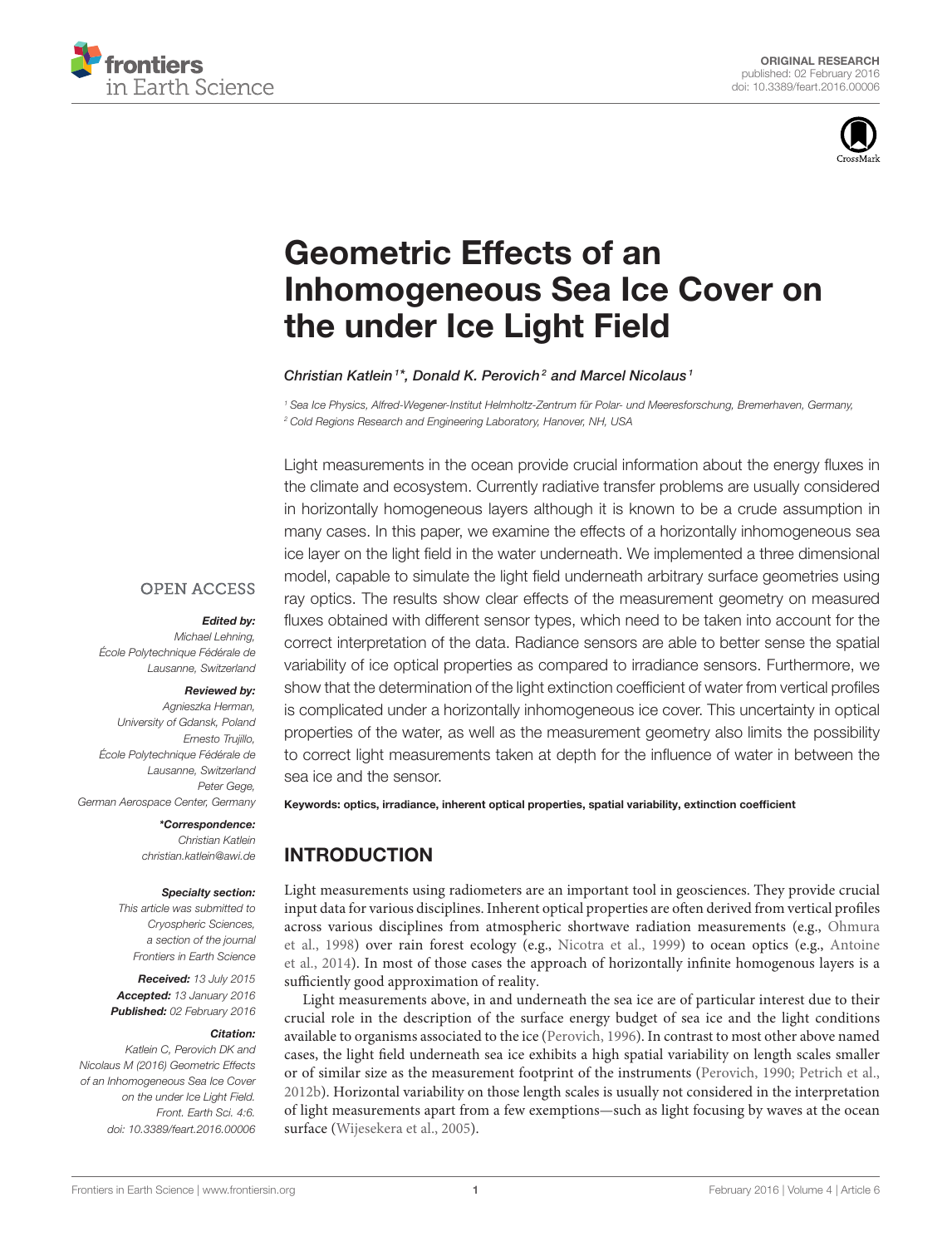ORIGINAL RESEARCH
published: 02 February 2016
doi: 10.3389/feart.2016.00006

# Geometric Effects of an Inhomogeneous Sea Ice Cover on the under Ice Light Field

*Christian Katlein[1]\*, Donald K. Perovich[2] and Marcel Nicolaus[1]*

[1] Sea Ice Physics, Alfred-Wegener-Institut Helmholtz-Zentrum für Polar- und Meeresforschung, Bremerhaven, Germany,
[2] Cold Regions Research and Engineering Laboratory, Hanover, NH, USA

OPEN ACCESS

***Edited by:***
Michael Lehning,
École Polytechnique Fédérale de Lausanne, Switzerland

***Reviewed by:***
Agnieszka Herman,
University of Gdansk, Poland
Ernesto Trujillo,
École Polytechnique Fédérale de Lausanne, Switzerland
Peter Gege,
German Aerospace Center, Germany

***\*Correspondence:***
Christian Katlein
christian.katlein@awi.de

***Specialty section:***
This article was submitted to Cryospheric Sciences, a section of the journal Frontiers in Earth Science

***Received:*** 13 July 2015
***Accepted:*** 13 January 2016
***Published:*** 02 February 2016

***Citation:***
Katlein C, Perovich DK and Nicolaus M (2016) Geometric Effects of an Inhomogeneous Sea Ice Cover on the under Ice Light Field. Front. Earth Sci. 4:6. doi: 10.3389/feart.2016.00006

Light measurements in the ocean provide crucial information about the energy fluxes in the climate and ecosystem. Currently radiative transfer problems are usually considered in horizontally homogeneous layers although it is known to be a crude assumption in many cases. In this paper, we examine the effects of a horizontally inhomogeneous sea ice layer on the light field in the water underneath. We implemented a three dimensional model, capable to simulate the light field underneath arbitrary surface geometries using ray optics. The results show clear effects of the measurement geometry on measured fluxes obtained with different sensor types, which need to be taken into account for the correct interpretation of the data. Radiance sensors are able to better sense the spatial variability of ice optical properties as compared to irradiance sensors. Furthermore, we show that the determination of the light extinction coefficient of water from vertical profiles is complicated under a horizontally inhomogeneous ice cover. This uncertainty in optical properties of the water, as well as the measurement geometry also limits the possibility to correct light measurements taken at depth for the influence of water in between the sea ice and the sensor.

**Keywords: optics, irradiance, inherent optical properties, spatial variability, extinction coefficient**

## INTRODUCTION

Light measurements using radiometers are an important tool in geosciences. They provide crucial input data for various disciplines. Inherent optical properties are often derived from vertical profiles across various disciplines from atmospheric shortwave radiation measurements (e.g., Ohmura et al., 1998) over rain forest ecology (e.g., Nicotra et al., 1999) to ocean optics (e.g., Antoine et al., 2014). In most of those cases the approach of horizontally infinite homogenous layers is a sufficiently good approximation of reality.

Light measurements above, in and underneath the sea ice are of particular interest due to their crucial role in the description of the surface energy budget of sea ice and the light conditions available to organisms associated to the ice (Perovich, 1996). In contrast to most other above named cases, the light field underneath sea ice exhibits a high spatial variability on length scales smaller or of similar size as the measurement footprint of the instruments (Perovich, 1990; Petrich et al., 2012b). Horizontal variability on those length scales is usually not considered in the interpretation of light measurements apart from a few exemptions—such as light focusing by waves at the ocean surface (Wijesekera et al., 2005).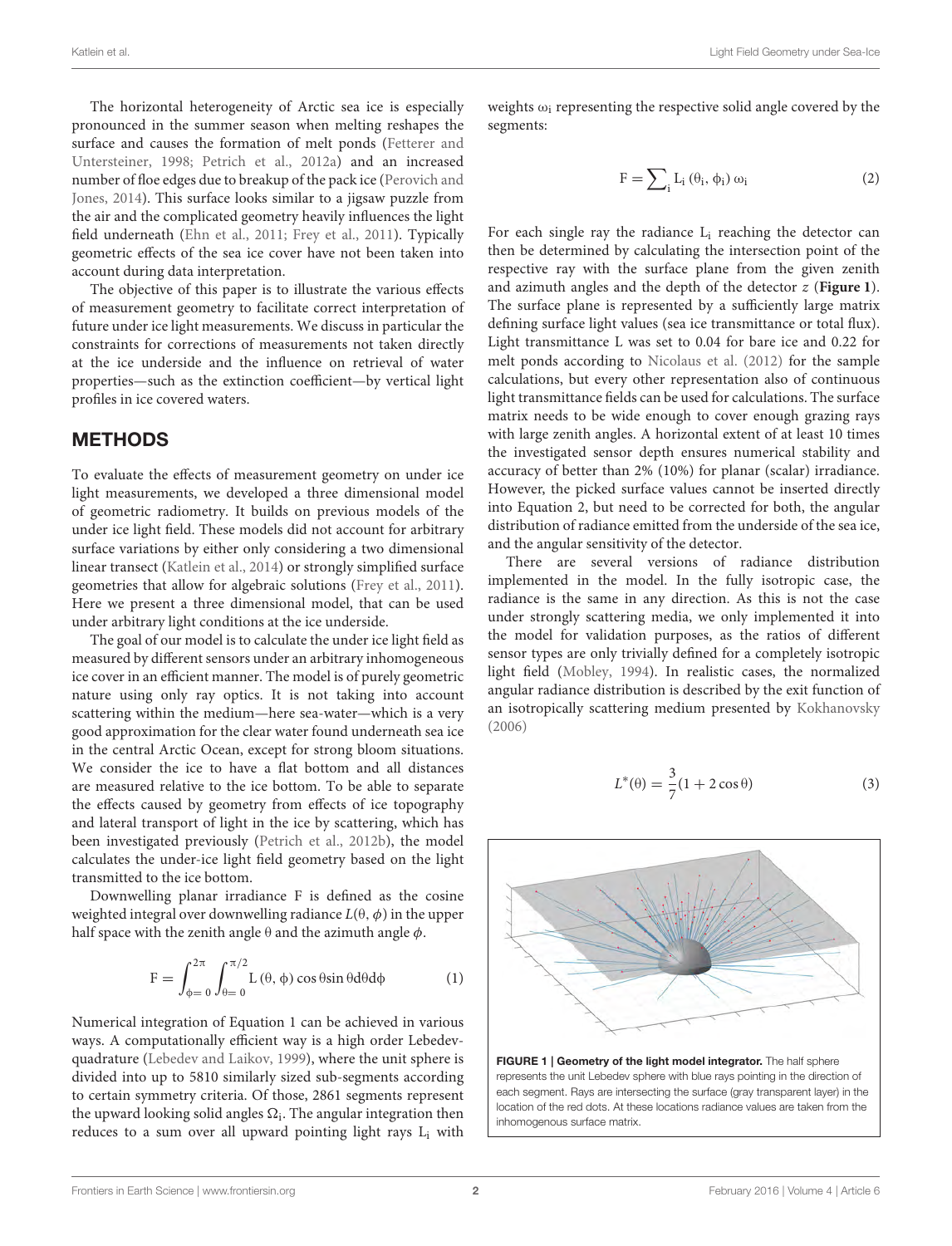The horizontal heterogeneity of Arctic sea ice is especially pronounced in the summer season when melting reshapes the surface and causes the formation of melt ponds (Fetterer and Untersteiner, 1998; Petrich et al., 2012a) and an increased number of floe edges due to breakup of the pack ice (Perovich and Jones, 2014). This surface looks similar to a jigsaw puzzle from the air and the complicated geometry heavily influences the light field underneath (Ehn et al., 2011; Frey et al., 2011). Typically geometric effects of the sea ice cover have not been taken into account during data interpretation.

The objective of this paper is to illustrate the various effects of measurement geometry to facilitate correct interpretation of future under ice light measurements. We discuss in particular the constraints for corrections of measurements not taken directly at the ice underside and the influence on retrieval of water properties—such as the extinction coefficient—by vertical light profiles in ice covered waters.

## METHODS

To evaluate the effects of measurement geometry on under ice light measurements, we developed a three dimensional model of geometric radiometry. It builds on previous models of the under ice light field. These models did not account for arbitrary surface variations by either only considering a two dimensional linear transect (Katlein et al., 2014) or strongly simplified surface geometries that allow for algebraic solutions (Frey et al., 2011). Here we present a three dimensional model, that can be used under arbitrary light conditions at the ice underside.

The goal of our model is to calculate the under ice light field as measured by different sensors under an arbitrary inhomogeneous ice cover in an efficient manner. The model is of purely geometric nature using only ray optics. It is not taking into account scattering within the medium—here sea-water—which is a very good approximation for the clear water found underneath sea ice in the central Arctic Ocean, except for strong bloom situations. We consider the ice to have a flat bottom and all distances are measured relative to the ice bottom. To be able to separate the effects caused by geometry from effects of ice topography and lateral transport of light in the ice by scattering, which has been investigated previously (Petrich et al., 2012b), the model calculates the under-ice light field geometry based on the light transmitted to the ice bottom.

Downwelling planar irradiance F is defined as the cosine weighted integral over downwelling radiance $L(\theta, \phi)$ in the upper half space with the zenith angle $\theta$ and the azimuth angle $\phi$.

$$F = \int_{\phi=0}^{2\pi} \int_{\theta=0}^{\pi/2} L(\theta, \phi) \cos\theta \sin\theta d\theta d\phi \quad (1)$$

Numerical integration of Equation 1 can be achieved in various ways. A computationally efficient way is a high order Lebedev-quadrature (Lebedev and Laikov, 1999), where the unit sphere is divided into up to 5810 similarly sized sub-segments according to certain symmetry criteria. Of those, 2861 segments represent the upward looking solid angles $\Omega_i$. The angular integration then reduces to a sum over all upward pointing light rays $L_i$ with weights $\omega_i$ representing the respective solid angle covered by the segments:

$$F = \sum_i L_i(\theta_i, \phi_i)\, \omega_i \quad (2)$$

For each single ray the radiance $L_i$ reaching the detector can then be determined by calculating the intersection point of the respective ray with the surface plane from the given zenith and azimuth angles and the depth of the detector $z$ (**Figure 1**). The surface plane is represented by a sufficiently large matrix defining surface light values (sea ice transmittance or total flux). Light transmittance L was set to 0.04 for bare ice and 0.22 for melt ponds according to Nicolaus et al. (2012) for the sample calculations, but every other representation also of continuous light transmittance fields can be used for calculations. The surface matrix needs to be wide enough to cover enough grazing rays with large zenith angles. A horizontal extent of at least 10 times the investigated sensor depth ensures numerical stability and accuracy of better than 2% (10%) for planar (scalar) irradiance. However, the picked surface values cannot be inserted directly into Equation 2, but need to be corrected for both, the angular distribution of radiance emitted from the underside of the sea ice, and the angular sensitivity of the detector.

There are several versions of radiance distribution implemented in the model. In the fully isotropic case, the radiance is the same in any direction. As this is not the case under strongly scattering media, we only implemented it into the model for validation purposes, as the ratios of different sensor types are only trivially defined for a completely isotropic light field (Mobley, 1994). In realistic cases, the normalized angular radiance distribution is described by the exit function of an isotropically scattering medium presented by Kokhanovsky (2006)

$$L^*(\theta) = \frac{3}{7}(1 + 2\cos\theta) \quad (3)$$

**FIGURE 1 | Geometry of the light model integrator.** The half sphere represents the unit Lebedev sphere with blue rays pointing in the direction of each segment. Rays are intersecting the surface (gray transparent layer) in the location of the red dots. At these locations radiance values are taken from the inhomogenous surface matrix.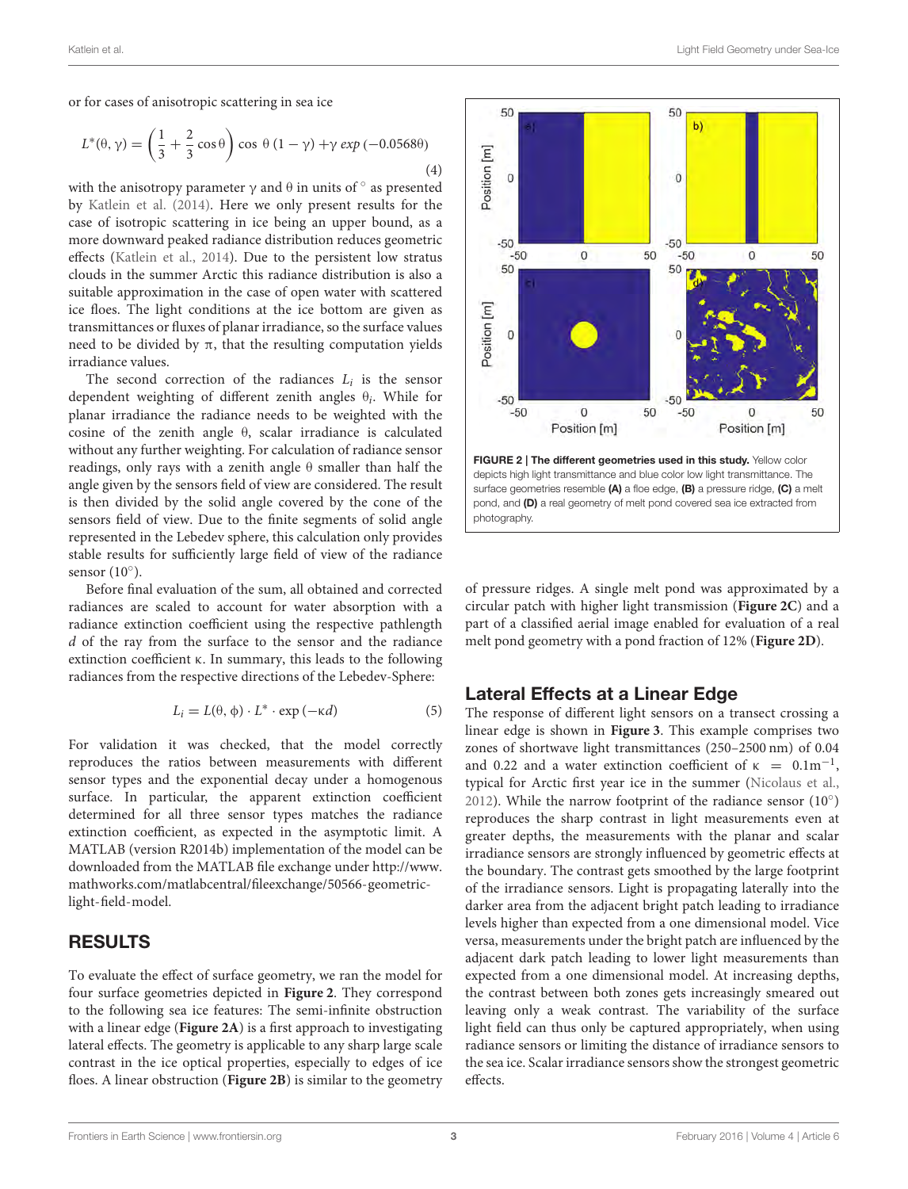or for cases of anisotropic scattering in sea ice

$$L^*(\theta, \gamma) = \left(\frac{1}{3} + \frac{2}{3}\cos\theta\right)\cos\,\theta\,(1-\gamma) + \gamma\,exp\,(-0.0568\theta) \tag{4}$$

with the anisotropy parameter $\gamma$ and $\theta$ in units of $^\circ$ as presented by Katlein et al. (2014). Here we only present results for the case of isotropic scattering in ice being an upper bound, as a more downward peaked radiance distribution reduces geometric effects (Katlein et al., 2014). Due to the persistent low stratus clouds in the summer Arctic this radiance distribution is also a suitable approximation in the case of open water with scattered ice floes. The light conditions at the ice bottom are given as transmittances or fluxes of planar irradiance, so the surface values need to be divided by $\pi$, that the resulting computation yields irradiance values.

The second correction of the radiances $L_i$ is the sensor dependent weighting of different zenith angles $\theta_i$. While for planar irradiance the radiance needs to be weighted with the cosine of the zenith angle $\theta$, scalar irradiance is calculated without any further weighting. For calculation of radiance sensor readings, only rays with a zenith angle $\theta$ smaller than half the angle given by the sensors field of view are considered. The result is then divided by the solid angle covered by the cone of the sensors field of view. Due to the finite segments of solid angle represented in the Lebedev sphere, this calculation only provides stable results for sufficiently large field of view of the radiance sensor (10°).

Before final evaluation of the sum, all obtained and corrected radiances are scaled to account for water absorption with a radiance extinction coefficient using the respective pathlength $d$ of the ray from the surface to the sensor and the radiance extinction coefficient $\kappa$. In summary, this leads to the following radiances from the respective directions of the Lebedev-Sphere:

$$L_i = L(\theta, \phi) \cdot L^* \cdot \exp(-\kappa d) \tag{5}$$

For validation it was checked, that the model correctly reproduces the ratios between measurements with different sensor types and the exponential decay under a homogenous surface. In particular, the apparent extinction coefficient determined for all three sensor types matches the radiance extinction coefficient, as expected in the asymptotic limit. A MATLAB (version R2014b) implementation of the model can be downloaded from the MATLAB file exchange under http://www.mathworks.com/matlabcentral/fileexchange/50566-geometric-light-field-model.

## RESULTS

To evaluate the effect of surface geometry, we ran the model for four surface geometries depicted in **Figure 2**. They correspond to the following sea ice features: The semi-infinite obstruction with a linear edge (**Figure 2A**) is a first approach to investigating lateral effects. The geometry is applicable to any sharp large scale contrast in the ice optical properties, especially to edges of ice floes. A linear obstruction (**Figure 2B**) is similar to the geometry of pressure ridges. A single melt pond was approximated by a circular patch with higher light transmission (**Figure 2C**) and a part of a classified aerial image enabled for evaluation of a real melt pond geometry with a pond fraction of 12% (**Figure 2D**).

**FIGURE 2 | The different geometries used in this study.** Yellow color depicts high light transmittance and blue color low light transmittance. The surface geometries resemble **(A)** a floe edge, **(B)** a pressure ridge, **(C)** a melt pond, and **(D)** a real geometry of melt pond covered sea ice extracted from photography.

## Lateral Effects at a Linear Edge

The response of different light sensors on a transect crossing a linear edge is shown in **Figure 3**. This example comprises two zones of shortwave light transmittances (250–2500 nm) of 0.04 and 0.22 and a water extinction coefficient of $\kappa = 0.1\text{m}^{-1}$, typical for Arctic first year ice in the summer (Nicolaus et al., 2012). While the narrow footprint of the radiance sensor (10°) reproduces the sharp contrast in light measurements even at greater depths, the measurements with the planar and scalar irradiance sensors are strongly influenced by geometric effects at the boundary. The contrast gets smoothed by the large footprint of the irradiance sensors. Light is propagating laterally into the darker area from the adjacent bright patch leading to irradiance levels higher than expected from a one dimensional model. Vice versa, measurements under the bright patch are influenced by the adjacent dark patch leading to lower light measurements than expected from a one dimensional model. At increasing depths, the contrast between both zones gets increasingly smeared out leaving only a weak contrast. The variability of the surface light field can thus only be captured appropriately, when using radiance sensors or limiting the distance of irradiance sensors to the sea ice. Scalar irradiance sensors show the strongest geometric effects.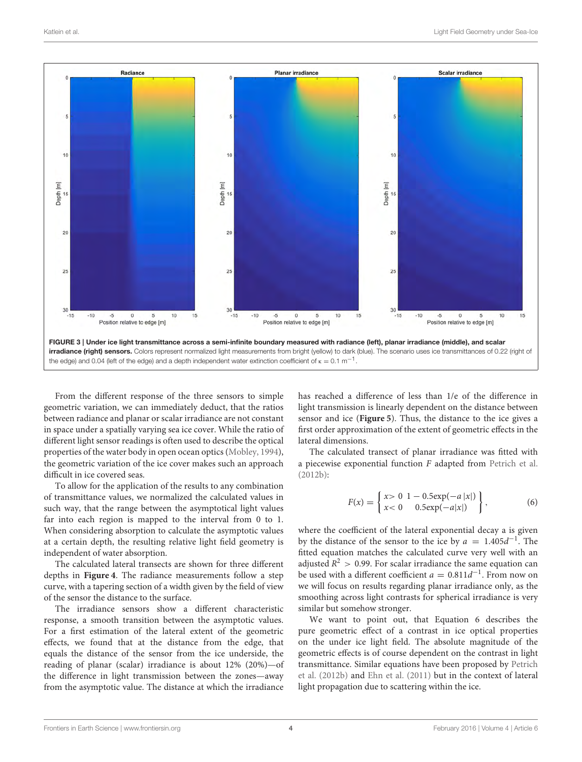**FIGURE 3 | Under ice light transmittance across a semi-infinite boundary measured with radiance (left), planar irradiance (middle), and scalar irradiance (right) sensors.** Colors represent normalized light measurements from bright (yellow) to dark (blue). The scenario uses ice transmittances of 0.22 (right of the edge) and 0.04 (left of the edge) and a depth independent water extinction coefficient of $\kappa = 0.1\ \text{m}^{-1}$.

From the different response of the three sensors to simple geometric variation, we can immediately deduct, that the ratios between radiance and planar or scalar irradiance are not constant in space under a spatially varying sea ice cover. While the ratio of different light sensor readings is often used to describe the optical properties of the water body in open ocean optics (Mobley, 1994), the geometric variation of the ice cover makes such an approach difficult in ice covered seas.

To allow for the application of the results to any combination of transmittance values, we normalized the calculated values in such way, that the range between the asymptotical light values far into each region is mapped to the interval from 0 to 1. When considering absorption to calculate the asymptotic values at a certain depth, the resulting relative light field geometry is independent of water absorption.

The calculated lateral transects are shown for three different depths in **Figure 4**. The radiance measurements follow a step curve, with a tapering section of a width given by the field of view of the sensor the distance to the surface.

The irradiance sensors show a different characteristic response, a smooth transition between the asymptotic values. For a first estimation of the lateral extent of the geometric effects, we found that at the distance from the edge, that equals the distance of the sensor from the ice underside, the reading of planar (scalar) irradiance is about 12% (20%)—of the difference in light transmission between the zones—away from the asymptotic value. The distance at which the irradiance has reached a difference of less than 1/e of the difference in light transmission is linearly dependent on the distance between sensor and ice (**Figure 5**). Thus, the distance to the ice gives a first order approximation of the extent of geometric effects in the lateral dimensions.

The calculated transect of planar irradiance was fitted with a piecewise exponential function $F$ adapted from Petrich et al. (2012b):

$$F(x) = \left\{ \begin{array}{ll} x > 0 & 1 - 0.5\exp(-a\,|x|) \\ x < 0 & 0.5\exp(-a|x|) \end{array} \right\}, \qquad (6)$$

where the coefficient of the lateral exponential decay a is given by the distance of the sensor to the ice by $a = 1.405d^{-1}$. The fitted equation matches the calculated curve very well with an adjusted $R^2 > 0.99$. For scalar irradiance the same equation can be used with a different coefficient $a = 0.811d^{-1}$. From now on we will focus on results regarding planar irradiance only, as the smoothing across light contrasts for spherical irradiance is very similar but somehow stronger.

We want to point out, that Equation 6 describes the pure geometric effect of a contrast in ice optical properties on the under ice light field. The absolute magnitude of the geometric effects is of course dependent on the contrast in light transmittance. Similar equations have been proposed by Petrich et al. (2012b) and Ehn et al. (2011) but in the context of lateral light propagation due to scattering within the ice.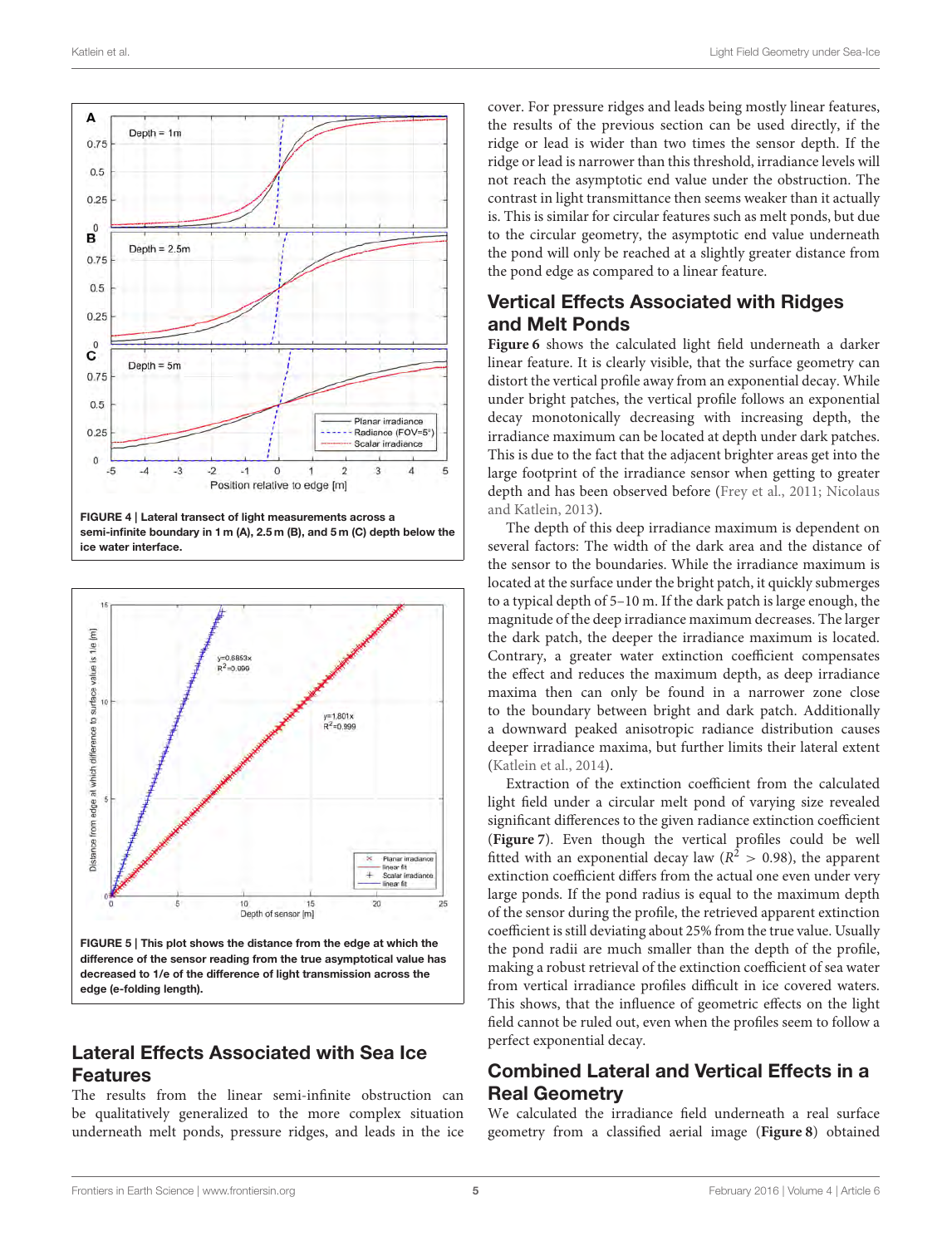FIGURE 4 | Lateral transect of light measurements across a semi-infinite boundary in 1 m (A), 2.5 m (B), and 5 m (C) depth below the ice water interface.

FIGURE 5 | This plot shows the distance from the edge at which the difference of the sensor reading from the true asymptotical value has decreased to 1/e of the difference of light transmission across the edge (e-folding length).

## Lateral Effects Associated with Sea Ice Features

The results from the linear semi-infinite obstruction can be qualitatively generalized to the more complex situation underneath melt ponds, pressure ridges, and leads in the ice cover. For pressure ridges and leads being mostly linear features, the results of the previous section can be used directly, if the ridge or lead is wider than two times the sensor depth. If the ridge or lead is narrower than this threshold, irradiance levels will not reach the asymptotic end value under the obstruction. The contrast in light transmittance then seems weaker than it actually is. This is similar for circular features such as melt ponds, but due to the circular geometry, the asymptotic end value underneath the pond will only be reached at a slightly greater distance from the pond edge as compared to a linear feature.

## Vertical Effects Associated with Ridges and Melt Ponds

**Figure 6** shows the calculated light field underneath a darker linear feature. It is clearly visible, that the surface geometry can distort the vertical profile away from an exponential decay. While under bright patches, the vertical profile follows an exponential decay monotonically decreasing with increasing depth, the irradiance maximum can be located at depth under dark patches. This is due to the fact that the adjacent brighter areas get into the large footprint of the irradiance sensor when getting to greater depth and has been observed before (Frey et al., 2011; Nicolaus and Katlein, 2013).

The depth of this deep irradiance maximum is dependent on several factors: The width of the dark area and the distance of the sensor to the boundaries. While the irradiance maximum is located at the surface under the bright patch, it quickly submerges to a typical depth of 5–10 m. If the dark patch is large enough, the magnitude of the deep irradiance maximum decreases. The larger the dark patch, the deeper the irradiance maximum is located. Contrary, a greater water extinction coefficient compensates the effect and reduces the maximum depth, as deep irradiance maxima then can only be found in a narrower zone close to the boundary between bright and dark patch. Additionally a downward peaked anisotropic radiance distribution causes deeper irradiance maxima, but further limits their lateral extent (Katlein et al., 2014).

Extraction of the extinction coefficient from the calculated light field under a circular melt pond of varying size revealed significant differences to the given radiance extinction coefficient (**Figure 7**). Even though the vertical profiles could be well fitted with an exponential decay law ($R^2 > 0.98$), the apparent extinction coefficient differs from the actual one even under very large ponds. If the pond radius is equal to the maximum depth of the sensor during the profile, the retrieved apparent extinction coefficient is still deviating about 25% from the true value. Usually the pond radii are much smaller than the depth of the profile, making a robust retrieval of the extinction coefficient of sea water from vertical irradiance profiles difficult in ice covered waters. This shows, that the influence of geometric effects on the light field cannot be ruled out, even when the profiles seem to follow a perfect exponential decay.

## Combined Lateral and Vertical Effects in a Real Geometry

We calculated the irradiance field underneath a real surface geometry from a classified aerial image (**Figure 8**) obtained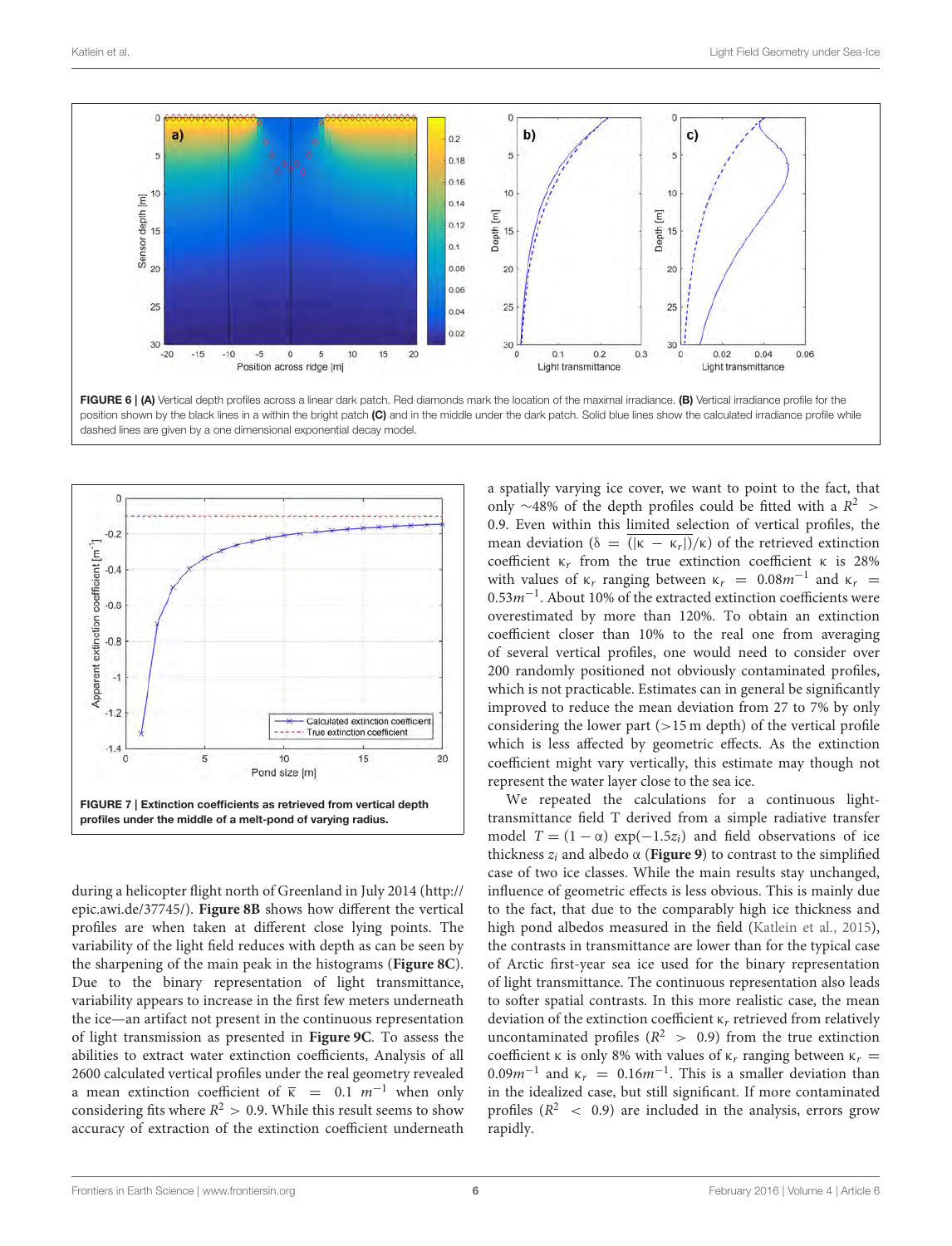FIGURE 6 | **(A)** Vertical depth profiles across a linear dark patch. Red diamonds mark the location of the maximal irradiance. **(B)** Vertical irradiance profile for the position shown by the black lines in a within the bright patch **(C)** and in the middle under the dark patch. Solid blue lines show the calculated irradiance profile while dashed lines are given by a one dimensional exponential decay model.

**FIGURE 7 | Extinction coefficients as retrieved from vertical depth profiles under the middle of a melt-pond of varying radius.**

during a helicopter flight north of Greenland in July 2014 (http://epic.awi.de/37745/). **Figure 8B** shows how different the vertical profiles are when taken at different close lying points. The variability of the light field reduces with depth as can be seen by the sharpening of the main peak in the histograms (**Figure 8C**). Due to the binary representation of light transmittance, variability appears to increase in the first few meters underneath the ice—an artifact not present in the continuous representation of light transmission as presented in **Figure 9C**. To assess the abilities to extract water extinction coefficients, Analysis of all 2600 calculated vertical profiles under the real geometry revealed a mean extinction coefficient of $\overline{\kappa} = 0.1\ m^{-1}$ when only considering fits where $R^2 > 0.9$. While this result seems to show accuracy of extraction of the extinction coefficient underneath a spatially varying ice cover, we want to point to the fact, that only ~48% of the depth profiles could be fitted with a $R^2 > 0.9$. Even within this limited selection of vertical profiles, the mean deviation ($\delta = \overline{(|\kappa - \kappa_r|)/\kappa}$) of the retrieved extinction coefficient $\kappa_r$ from the true extinction coefficient $\kappa$ is 28% with values of $\kappa_r$ ranging between $\kappa_r = 0.08m^{-1}$ and $\kappa_r = 0.53m^{-1}$. About 10% of the extracted extinction coefficients were overestimated by more than 120%. To obtain an extinction coefficient closer than 10% to the real one from averaging of several vertical profiles, one would need to consider over 200 randomly positioned not obviously contaminated profiles, which is not practicable. Estimates can in general be significantly improved to reduce the mean deviation from 27 to 7% by only considering the lower part (>15 m depth) of the vertical profile which is less affected by geometric effects. As the extinction coefficient might vary vertically, this estimate may though not represent the water layer close to the sea ice.

We repeated the calculations for a continuous light-transmittance field T derived from a simple radiative transfer model $T = (1 - \alpha)\exp(-1.5z_i)$ and field observations of ice thickness $z_i$ and albedo $\alpha$ (**Figure 9**) to contrast to the simplified case of two ice classes. While the main results stay unchanged, influence of geometric effects is less obvious. This is mainly due to the fact, that due to the comparably high ice thickness and high pond albedos measured in the field (Katlein et al., 2015), the contrasts in transmittance are lower than for the typical case of Arctic first-year sea ice used for the binary representation of light transmittance. The continuous representation also leads to softer spatial contrasts. In this more realistic case, the mean deviation of the extinction coefficient $\kappa_r$ retrieved from relatively uncontaminated profiles ($R^2 > 0.9$) from the true extinction coefficient $\kappa$ is only 8% with values of $\kappa_r$ ranging between $\kappa_r = 0.09m^{-1}$ and $\kappa_r = 0.16m^{-1}$. This is a smaller deviation than in the idealized case, but still significant. If more contaminated profiles ($R^2 < 0.9$) are included in the analysis, errors grow rapidly.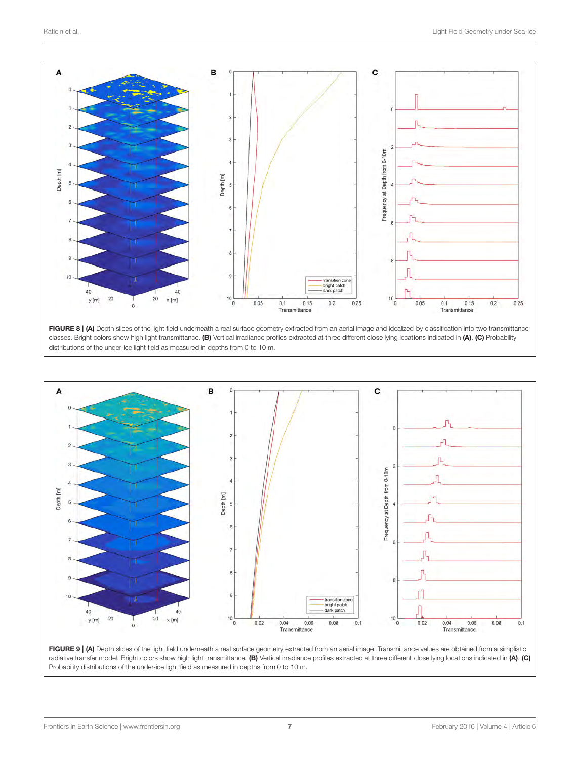**FIGURE 8 | (A)** Depth slices of the light field underneath a real surface geometry extracted from an aerial image and idealized by classification into two transmittance classes. Bright colors show high light transmittance. **(B)** Vertical irradiance profiles extracted at three different close lying locations indicated in **(A)**. **(C)** Probability distributions of the under-ice light field as measured in depths from 0 to 10 m.

**FIGURE 9 | (A)** Depth slices of the light field underneath a real surface geometry extracted from an aerial image. Transmittance values are obtained from a simplistic radiative transfer model. Bright colors show high light transmittance. **(B)** Vertical irradiance profiles extracted at three different close lying locations indicated in **(A)**. **(C)** Probability distributions of the under-ice light field as measured in depths from 0 to 10 m.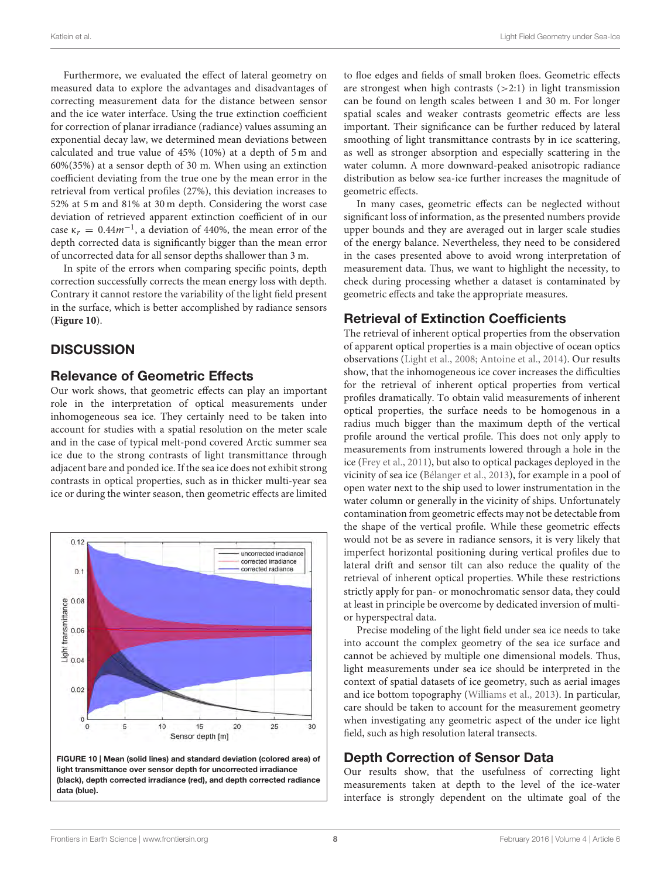Furthermore, we evaluated the effect of lateral geometry on measured data to explore the advantages and disadvantages of correcting measurement data for the distance between sensor and the ice water interface. Using the true extinction coefficient for correction of planar irradiance (radiance) values assuming an exponential decay law, we determined mean deviations between calculated and true value of 45% (10%) at a depth of 5 m and 60%(35%) at a sensor depth of 30 m. When using an extinction coefficient deviating from the true one by the mean error in the retrieval from vertical profiles (27%), this deviation increases to 52% at 5 m and 81% at 30 m depth. Considering the worst case deviation of retrieved apparent extinction coefficient of in our case $\kappa_r = 0.44m^{-1}$, a deviation of 440%, the mean error of the depth corrected data is significantly bigger than the mean error of uncorrected data for all sensor depths shallower than 3 m.

In spite of the errors when comparing specific points, depth correction successfully corrects the mean energy loss with depth. Contrary it cannot restore the variability of the light field present in the surface, which is better accomplished by radiance sensors (**Figure 10**).

## DISCUSSION

### Relevance of Geometric Effects

Our work shows, that geometric effects can play an important role in the interpretation of optical measurements under inhomogeneous sea ice. They certainly need to be taken into account for studies with a spatial resolution on the meter scale and in the case of typical melt-pond covered Arctic summer sea ice due to the strong contrasts of light transmittance through adjacent bare and ponded ice. If the sea ice does not exhibit strong contrasts in optical properties, such as in thicker multi-year sea ice or during the winter season, then geometric effects are limited to floe edges and fields of small broken floes. Geometric effects are strongest when high contrasts (>2:1) in light transmission can be found on length scales between 1 and 30 m. For longer spatial scales and weaker contrasts geometric effects are less important. Their significance can be further reduced by lateral smoothing of light transmittance contrasts by in ice scattering, as well as stronger absorption and especially scattering in the water column. A more downward-peaked anisotropic radiance distribution as below sea-ice further increases the magnitude of geometric effects.

In many cases, geometric effects can be neglected without significant loss of information, as the presented numbers provide upper bounds and they are averaged out in larger scale studies of the energy balance. Nevertheless, they need to be considered in the cases presented above to avoid wrong interpretation of measurement data. Thus, we want to highlight the necessity, to check during processing whether a dataset is contaminated by geometric effects and take the appropriate measures.

**FIGURE 10 | Mean (solid lines) and standard deviation (colored area) of light transmittance over sensor depth for uncorrected irradiance (black), depth corrected irradiance (red), and depth corrected radiance data (blue).**

### Retrieval of Extinction Coefficients

The retrieval of inherent optical properties from the observation of apparent optical properties is a main objective of ocean optics observations (Light et al., 2008; Antoine et al., 2014). Our results show, that the inhomogeneous ice cover increases the difficulties for the retrieval of inherent optical properties from vertical profiles dramatically. To obtain valid measurements of inherent optical properties, the surface needs to be homogenous in a radius much bigger than the maximum depth of the vertical profile around the vertical profile. This does not only apply to measurements from instruments lowered through a hole in the ice (Frey et al., 2011), but also to optical packages deployed in the vicinity of sea ice (Bélanger et al., 2013), for example in a pool of open water next to the ship used to lower instrumentation in the water column or generally in the vicinity of ships. Unfortunately contamination from geometric effects may not be detectable from the shape of the vertical profile. While these geometric effects would not be as severe in radiance sensors, it is very likely that imperfect horizontal positioning during vertical profiles due to lateral drift and sensor tilt can also reduce the quality of the retrieval of inherent optical properties. While these restrictions strictly apply for pan- or monochromatic sensor data, they could at least in principle be overcome by dedicated inversion of multi- or hyperspectral data.

Precise modeling of the light field under sea ice needs to take into account the complex geometry of the sea ice surface and cannot be achieved by multiple one dimensional models. Thus, light measurements under sea ice should be interpreted in the context of spatial datasets of ice geometry, such as aerial images and ice bottom topography (Williams et al., 2013). In particular, care should be taken to account for the measurement geometry when investigating any geometric aspect of the under ice light field, such as high resolution lateral transects.

### Depth Correction of Sensor Data

Our results show, that the usefulness of correcting light measurements taken at depth to the level of the ice-water interface is strongly dependent on the ultimate goal of the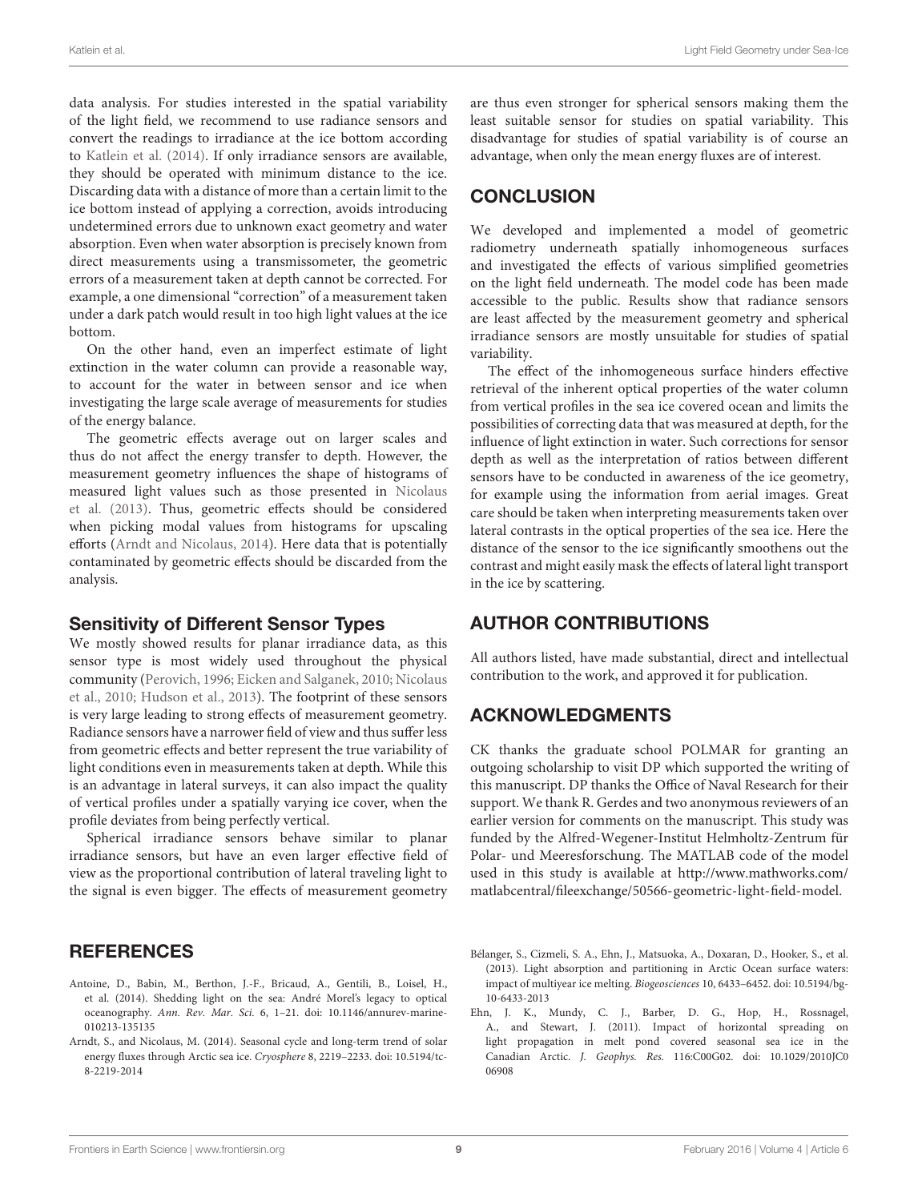data analysis. For studies interested in the spatial variability of the light field, we recommend to use radiance sensors and convert the readings to irradiance at the ice bottom according to Katlein et al. (2014). If only irradiance sensors are available, they should be operated with minimum distance to the ice. Discarding data with a distance of more than a certain limit to the ice bottom instead of applying a correction, avoids introducing undetermined errors due to unknown exact geometry and water absorption. Even when water absorption is precisely known from direct measurements using a transmissometer, the geometric errors of a measurement taken at depth cannot be corrected. For example, a one dimensional "correction" of a measurement taken under a dark patch would result in too high light values at the ice bottom.

On the other hand, even an imperfect estimate of light extinction in the water column can provide a reasonable way, to account for the water in between sensor and ice when investigating the large scale average of measurements for studies of the energy balance.

The geometric effects average out on larger scales and thus do not affect the energy transfer to depth. However, the measurement geometry influences the shape of histograms of measured light values such as those presented in Nicolaus et al. (2013). Thus, geometric effects should be considered when picking modal values from histograms for upscaling efforts (Arndt and Nicolaus, 2014). Here data that is potentially contaminated by geometric effects should be discarded from the analysis.

### Sensitivity of Different Sensor Types

We mostly showed results for planar irradiance data, as this sensor type is most widely used throughout the physical community (Perovich, 1996; Eicken and Salganek, 2010; Nicolaus et al., 2010; Hudson et al., 2013). The footprint of these sensors is very large leading to strong effects of measurement geometry. Radiance sensors have a narrower field of view and thus suffer less from geometric effects and better represent the true variability of light conditions even in measurements taken at depth. While this is an advantage in lateral surveys, it can also impact the quality of vertical profiles under a spatially varying ice cover, when the profile deviates from being perfectly vertical.

Spherical irradiance sensors behave similar to planar irradiance sensors, but have an even larger effective field of view as the proportional contribution of lateral traveling light to the signal is even bigger. The effects of measurement geometry are thus even stronger for spherical sensors making them the least suitable sensor for studies on spatial variability. This disadvantage for studies of spatial variability is of course an advantage, when only the mean energy fluxes are of interest.

## CONCLUSION

We developed and implemented a model of geometric radiometry underneath spatially inhomogeneous surfaces and investigated the effects of various simplified geometries on the light field underneath. The model code has been made accessible to the public. Results show that radiance sensors are least affected by the measurement geometry and spherical irradiance sensors are mostly unsuitable for studies of spatial variability.

The effect of the inhomogeneous surface hinders effective retrieval of the inherent optical properties of the water column from vertical profiles in the sea ice covered ocean and limits the possibilities of correcting data that was measured at depth, for the influence of light extinction in water. Such corrections for sensor depth as well as the interpretation of ratios between different sensors have to be conducted in awareness of the ice geometry, for example using the information from aerial images. Great care should be taken when interpreting measurements taken over lateral contrasts in the optical properties of the sea ice. Here the distance of the sensor to the ice significantly smoothens out the contrast and might easily mask the effects of lateral light transport in the ice by scattering.

## AUTHOR CONTRIBUTIONS

All authors listed, have made substantial, direct and intellectual contribution to the work, and approved it for publication.

## ACKNOWLEDGMENTS

CK thanks the graduate school POLMAR for granting an outgoing scholarship to visit DP which supported the writing of this manuscript. DP thanks the Office of Naval Research for their support. We thank R. Gerdes and two anonymous reviewers of an earlier version for comments on the manuscript. This study was funded by the Alfred-Wegener-Institut Helmholtz-Zentrum für Polar- und Meeresforschung. The MATLAB code of the model used in this study is available at http://www.mathworks.com/matlabcentral/fileexchange/50566-geometric-light-field-model.

## REFERENCES

Antoine, D., Babin, M., Berthon, J.-F., Bricaud, A., Gentili, B., Loisel, H., et al. (2014). Shedding light on the sea: André Morel's legacy to optical oceanography. *Ann. Rev. Mar. Sci.* 6, 1–21. doi: 10.1146/annurev-marine-010213-135135

Arndt, S., and Nicolaus, M. (2014). Seasonal cycle and long-term trend of solar energy fluxes through Arctic sea ice. *Cryosphere* 8, 2219–2233. doi: 10.5194/tc-8-2219-2014

Bélanger, S., Cizmeli, S. A., Ehn, J., Matsuoka, A., Doxaran, D., Hooker, S., et al. (2013). Light absorption and partitioning in Arctic Ocean surface waters: impact of multiyear ice melting. *Biogeosciences* 10, 6433–6452. doi: 10.5194/bg-10-6433-2013

Ehn, J. K., Mundy, C. J., Barber, D. G., Hop, H., Rossnagel, A., and Stewart, J. (2011). Impact of horizontal spreading on light propagation in melt pond covered seasonal sea ice in the Canadian Arctic. *J. Geophys. Res.* 116:C00G02. doi: 10.1029/2010JC006908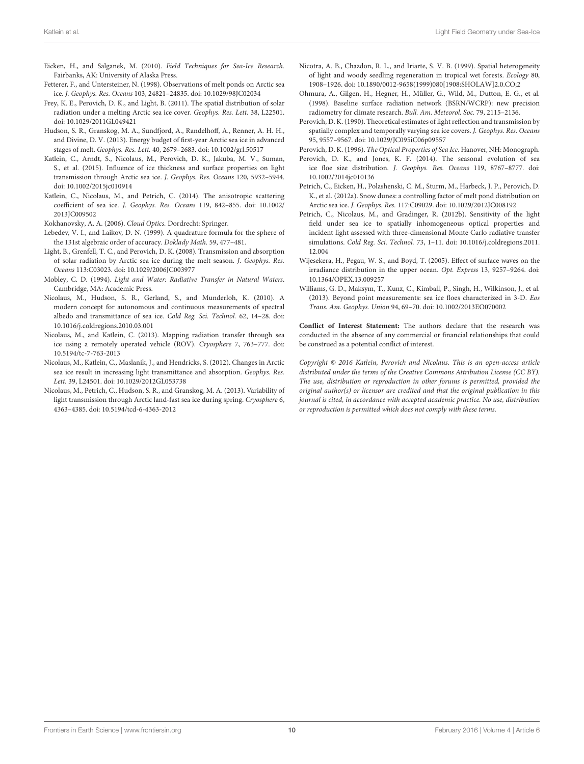Eicken, H., and Salganek, M. (2010). *Field Techniques for Sea-Ice Research.* Fairbanks, AK: University of Alaska Press.

Fetterer, F., and Untersteiner, N. (1998). Observations of melt ponds on Arctic sea ice. *J. Geophys. Res. Oceans* 103, 24821–24835. doi: 10.1029/98JC02034

Frey, K. E., Perovich, D. K., and Light, B. (2011). The spatial distribution of solar radiation under a melting Arctic sea ice cover. *Geophys. Res. Lett.* 38, L22501. doi: 10.1029/2011GL049421

Hudson, S. R., Granskog, M. A., Sundfjord, A., Randelhoff, A., Renner, A. H. H., and Divine, D. V. (2013). Energy budget of first-year Arctic sea ice in advanced stages of melt. *Geophys. Res. Lett.* 40, 2679–2683. doi: 10.1002/grl.50517

Katlein, C., Arndt, S., Nicolaus, M., Perovich, D. K., Jakuba, M. V., Suman, S., et al. (2015). Influence of ice thickness and surface properties on light transmission through Arctic sea ice. *J. Geophys. Res. Oceans* 120, 5932–5944. doi: 10.1002/2015jc010914

Katlein, C., Nicolaus, M., and Petrich, C. (2014). The anisotropic scattering coefficient of sea ice. *J. Geophys. Res. Oceans* 119, 842–855. doi: 10.1002/2013JC009502

Kokhanovsky, A. A. (2006). *Cloud Optics*. Dordrecht: Springer.

Lebedev, V. I., and Laikov, D. N. (1999). A quadrature formula for the sphere of the 131st algebraic order of accuracy. *Doklady Math.* 59, 477–481.

Light, B., Grenfell, T. C., and Perovich, D. K. (2008). Transmission and absorption of solar radiation by Arctic sea ice during the melt season. *J. Geophys. Res. Oceans* 113:C03023. doi: 10.1029/2006JC003977

Mobley, C. D. (1994). *Light and Water: Radiative Transfer in Natural Waters*. Cambridge, MA: Academic Press.

Nicolaus, M., Hudson, S. R., Gerland, S., and Munderloh, K. (2010). A modern concept for autonomous and continuous measurements of spectral albedo and transmittance of sea ice. *Cold Reg. Sci. Technol.* 62, 14–28. doi: 10.1016/j.coldregions.2010.03.001

Nicolaus, M., and Katlein, C. (2013). Mapping radiation transfer through sea ice using a remotely operated vehicle (ROV). *Cryosphere* 7, 763–777. doi: 10.5194/tc-7-763-2013

Nicolaus, M., Katlein, C., Maslanik, J., and Hendricks, S. (2012). Changes in Arctic sea ice result in increasing light transmittance and absorption. *Geophys. Res. Lett.* 39, L24501. doi: 10.1029/2012GL053738

Nicolaus, M., Petrich, C., Hudson, S. R., and Granskog, M. A. (2013). Variability of light transmission through Arctic land-fast sea ice during spring. *Cryosphere* 6, 4363–4385. doi: 10.5194/tcd-6-4363-2012

Nicotra, A. B., Chazdon, R. L., and Iriarte, S. V. B. (1999). Spatial heterogeneity of light and woody seedling regeneration in tropical wet forests. *Ecology* 80, 1908–1926. doi: 10.1890/0012-9658(1999)080[1908:SHOLAW]2.0.CO;2

Ohmura, A., Gilgen, H., Hegner, H., Müller, G., Wild, M., Dutton, E. G., et al. (1998). Baseline surface radiation network (BSRN/WCRP): new precision radiometry for climate research. *Bull. Am. Meteorol. Soc.* 79, 2115–2136.

Perovich, D. K. (1990). Theoretical estimates of light reflection and transmission by spatially complex and temporally varying sea ice covers. *J. Geophys. Res. Oceans* 95, 9557–9567. doi: 10.1029/JC095iC06p09557

Perovich, D. K. (1996). *The Optical Properties of Sea Ice*. Hanover, NH: Monograph.

Perovich, D. K., and Jones, K. F. (2014). The seasonal evolution of sea ice floe size distribution. *J. Geophys. Res. Oceans* 119, 8767–8777. doi: 10.1002/2014jc010136

Petrich, C., Eicken, H., Polashenski, C. M., Sturm, M., Harbeck, J. P., Perovich, D. K., et al. (2012a). Snow dunes: a controlling factor of melt pond distribution on Arctic sea ice. *J. Geophys. Res.* 117:C09029. doi: 10.1029/2012JC008192

Petrich, C., Nicolaus, M., and Gradinger, R. (2012b). Sensitivity of the light field under sea ice to spatially inhomogeneous optical properties and incident light assessed with three-dimensional Monte Carlo radiative transfer simulations. *Cold Reg. Sci. Technol.* 73, 1–11. doi: 10.1016/j.coldregions.2011.12.004

Wijesekera, H., Pegau, W. S., and Boyd, T. (2005). Effect of surface waves on the irradiance distribution in the upper ocean. *Opt. Express* 13, 9257–9264. doi: 10.1364/OPEX.13.009257

Williams, G. D., Maksym, T., Kunz, C., Kimball, P., Singh, H., Wilkinson, J., et al. (2013). Beyond point measurements: sea ice floes characterized in 3-D. *Eos Trans. Am. Geophys. Union* 94, 69–70. doi: 10.1002/2013EO070002

**Conflict of Interest Statement:** The authors declare that the research was conducted in the absence of any commercial or financial relationships that could be construed as a potential conflict of interest.

*Copyright © 2016 Katlein, Perovich and Nicolaus. This is an open-access article distributed under the terms of the Creative Commons Attribution License (CC BY). The use, distribution or reproduction in other forums is permitted, provided the original author(s) or licensor are credited and that the original publication in this journal is cited, in accordance with accepted academic practice. No use, distribution or reproduction is permitted which does not comply with these terms.*